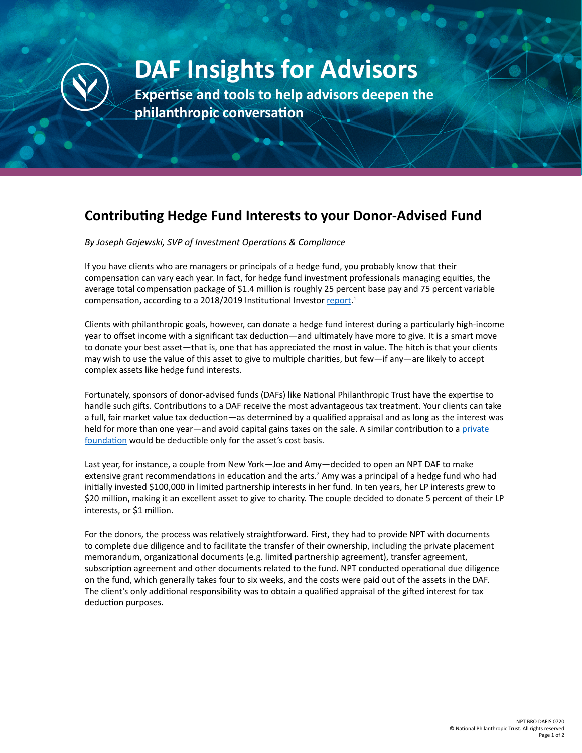# DAF Insights for Advisors

**Expertise and tools to help advisors deepen the philanthropic conversation**

## Contributing Hedge Fund Interests to your Donor-Advised Fund

*By Joseph Gajewski, SVP of Investment Operations & Compliance*

If you have clients who are managers or principals of a hedge fund, you probably know that their compensation can vary each year. In fact, for hedge fund investment professionals managing equities, the average total compensation package of $1.4 million is roughly 25 percent base pay and 75 percent variable compensation, according to a 2018/2019 Institutional Investor report.[1]

Clients with philanthropic goals, however, can donate a hedge fund interest during a particularly high-income year to offset income with a significant tax deduction—and ultimately have more to give. It is a smart move to donate your best asset—that is, one that has appreciated the most in value. The hitch is that your clients may wish to use the value of this asset to give to multiple charities, but few—if any—are likely to accept complex assets like hedge fund interests.

Fortunately, sponsors of donor-advised funds (DAFs) like National Philanthropic Trust have the expertise to handle such gifts. Contributions to a DAF receive the most advantageous tax treatment. Your clients can take a full, fair market value tax deduction—as determined by a qualified appraisal and as long as the interest was held for more than one year—and avoid capital gains taxes on the sale. A similar contribution to a private foundation would be deductible only for the asset's cost basis.

Last year, for instance, a couple from New York—Joe and Amy—decided to open an NPT DAF to make extensive grant recommendations in education and the arts.[2] Amy was a principal of a hedge fund who had initially invested $100,000 in limited partnership interests in her fund. In ten years, her LP interests grew to $20 million, making it an excellent asset to give to charity. The couple decided to donate 5 percent of their LP interests, or $1 million.

For the donors, the process was relatively straightforward. First, they had to provide NPT with documents to complete due diligence and to facilitate the transfer of their ownership, including the private placement memorandum, organizational documents (e.g. limited partnership agreement), transfer agreement, subscription agreement and other documents related to the fund. NPT conducted operational due diligence on the fund, which generally takes four to six weeks, and the costs were paid out of the assets in the DAF. The client's only additional responsibility was to obtain a qualified appraisal of the gifted interest for tax deduction purposes.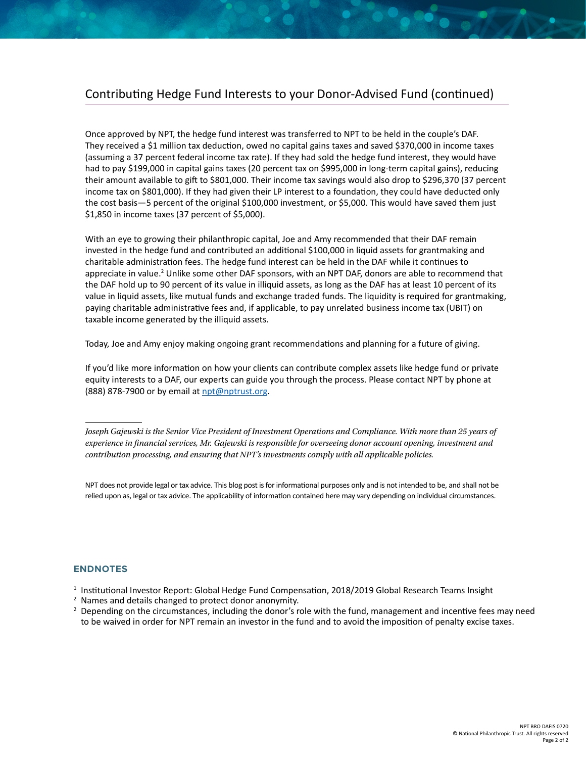## Contributing Hedge Fund Interests to your Donor-Advised Fund (continued)

Once approved by NPT, the hedge fund interest was transferred to NPT to be held in the couple's DAF. They received a $1 million tax deduction, owed no capital gains taxes and saved $370,000 in income taxes (assuming a 37 percent federal income tax rate). If they had sold the hedge fund interest, they would have had to pay $199,000 in capital gains taxes (20 percent tax on $995,000 in long-term capital gains), reducing their amount available to gift to $801,000. Their income tax savings would also drop to $296,370 (37 percent income tax on $801,000). If they had given their LP interest to a foundation, they could have deducted only the cost basis—5 percent of the original $100,000 investment, or $5,000. This would have saved them just $1,850 in income taxes (37 percent of $5,000).

With an eye to growing their philanthropic capital, Joe and Amy recommended that their DAF remain invested in the hedge fund and contributed an additional $100,000 in liquid assets for grantmaking and charitable administration fees. The hedge fund interest can be held in the DAF while it continues to appreciate in value.[2] Unlike some other DAF sponsors, with an NPT DAF, donors are able to recommend that the DAF hold up to 90 percent of its value in illiquid assets, as long as the DAF has at least 10 percent of its value in liquid assets, like mutual funds and exchange traded funds. The liquidity is required for grantmaking, paying charitable administrative fees and, if applicable, to pay unrelated business income tax (UBIT) on taxable income generated by the illiquid assets.

Today, Joe and Amy enjoy making ongoing grant recommendations and planning for a future of giving.

If you'd like more information on how your clients can contribute complex assets like hedge fund or private equity interests to a DAF, our experts can guide you through the process. Please contact NPT by phone at (888) 878-7900 or by email at npt@nptrust.org.

---

*Joseph Gajewski is the Senior Vice President of Investment Operations and Compliance. With more than 25 years of experience in financial services, Mr. Gajewski is responsible for overseeing donor account opening, investment and contribution processing, and ensuring that NPT's investments comply with all applicable policies.*

NPT does not provide legal or tax advice. This blog post is for informational purposes only and is not intended to be, and shall not be relied upon as, legal or tax advice. The applicability of information contained here may vary depending on individual circumstances.

### ENDNOTES

[1] Institutional Investor Report: Global Hedge Fund Compensation, 2018/2019 Global Research Teams Insight
[2] Names and details changed to protect donor anonymity.
[2] Depending on the circumstances, including the donor's role with the fund, management and incentive fees may need to be waived in order for NPT remain an investor in the fund and to avoid the imposition of penalty excise taxes.

NPT BRO DAFIS 0720
© National Philanthropic Trust. All rights reserved